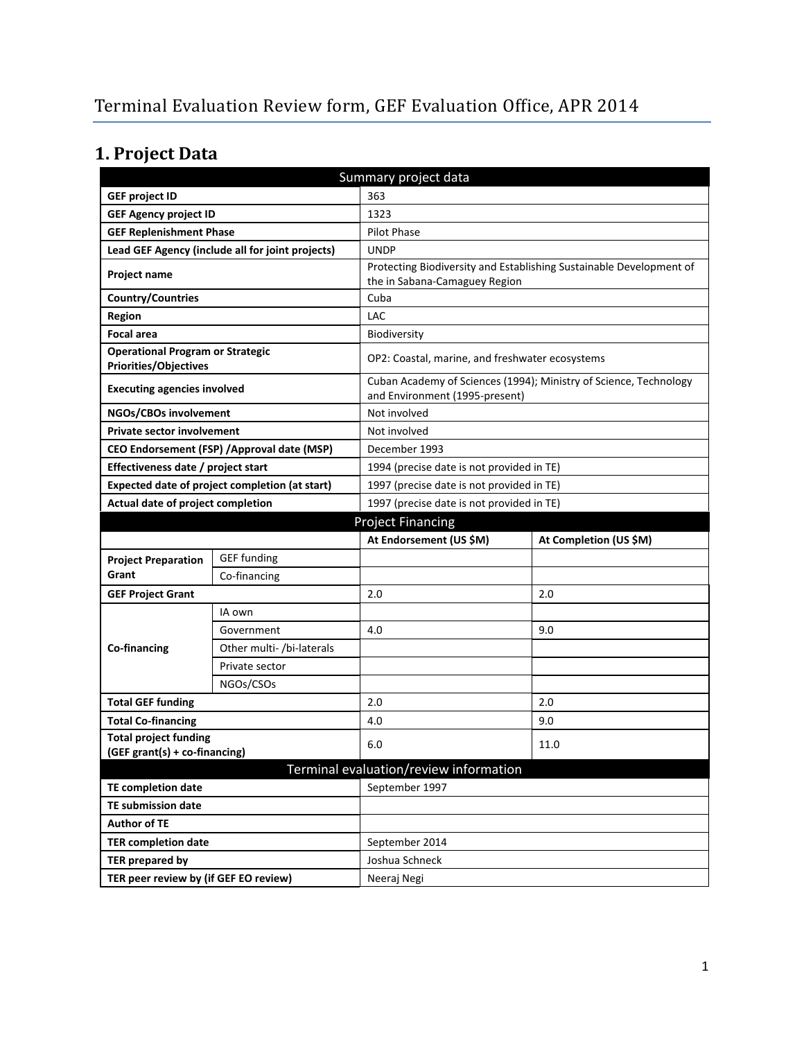# Terminal Evaluation Review form, GEF Evaluation Office, APR 2014

## 1. Project Data

| Summary project data | | | |
|---|---|---|---|
| **GEF project ID** | | 363 | |
| **GEF Agency project ID** | | 1323 | |
| **GEF Replenishment Phase** | | Pilot Phase | |
| **Lead GEF Agency (include all for joint projects)** | | UNDP | |
| **Project name** | | Protecting Biodiversity and Establishing Sustainable Development of the in Sabana-Camaguey Region | |
| **Country/Countries** | | Cuba | |
| **Region** | | LAC | |
| **Focal area** | | Biodiversity | |
| **Operational Program or Strategic Priorities/Objectives** | | OP2: Coastal, marine, and freshwater ecosystems | |
| **Executing agencies involved** | | Cuban Academy of Sciences (1994); Ministry of Science, Technology and Environment (1995-present) | |
| **NGOs/CBOs involvement** | | Not involved | |
| **Private sector involvement** | | Not involved | |
| **CEO Endorsement (FSP) /Approval date (MSP)** | | December 1993 | |
| **Effectiveness date / project start** | | 1994 (precise date is not provided in TE) | |
| **Expected date of project completion (at start)** | | 1997 (precise date is not provided in TE) | |
| **Actual date of project completion** | | 1997 (precise date is not provided in TE) | |
| **Project Financing** | | | |
| | | **At Endorsement (US $M)** | **At Completion (US $M)** |
| **Project Preparation Grant** | GEF funding | | |
| | Co-financing | | |
| **GEF Project Grant** | | 2.0 | 2.0 |
| **Co-financing** | IA own | | |
| | Government | 4.0 | 9.0 |
| | Other multi- /bi-laterals | | |
| | Private sector | | |
| | NGOs/CSOs | | |
| **Total GEF funding** | | 2.0 | 2.0 |
| **Total Co-financing** | | 4.0 | 9.0 |
| **Total project funding (GEF grant(s) + co-financing)** | | 6.0 | 11.0 |
| **Terminal evaluation/review information** | | | |
| **TE completion date** | | September 1997 | |
| **TE submission date** | | | |
| **Author of TE** | | | |
| **TER completion date** | | September 2014 | |
| **TER prepared by** | | Joshua Schneck | |
| **TER peer review by (if GEF EO review)** | | Neeraj Negi | |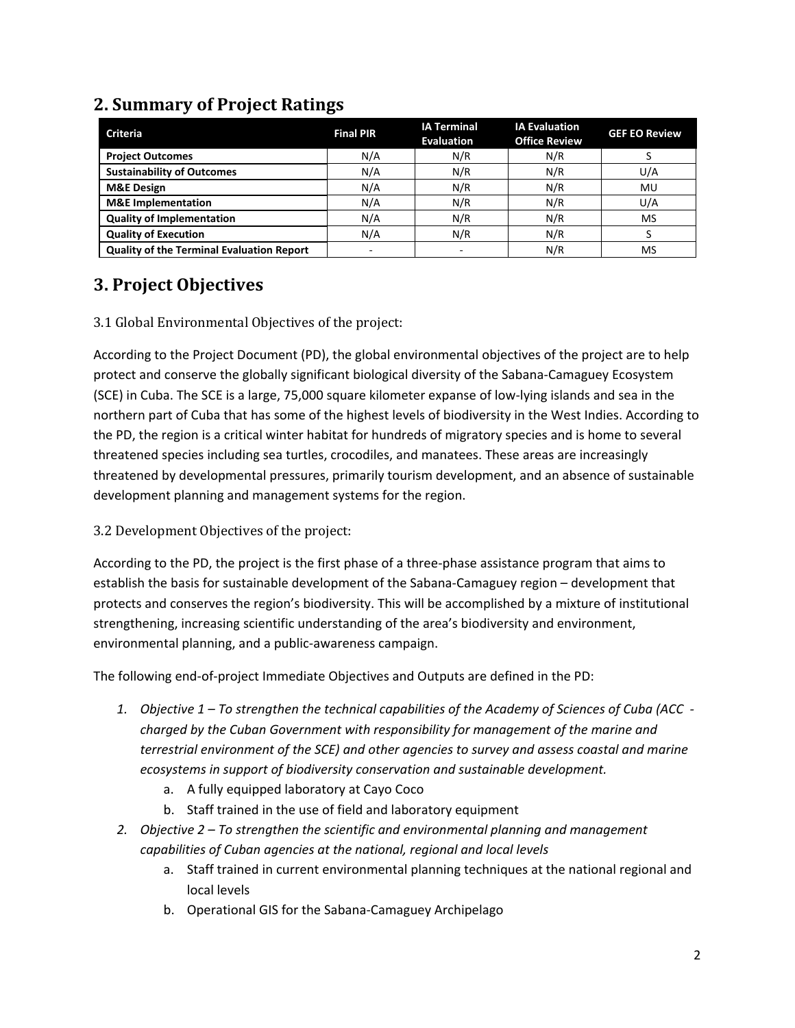## 2. Summary of Project Ratings

| Criteria | Final PIR | IA Terminal Evaluation | IA Evaluation Office Review | GEF EO Review |
|---|---|---|---|---|
| **Project Outcomes** | N/A | N/R | N/R | S |
| **Sustainability of Outcomes** | N/A | N/R | N/R | U/A |
| **M&E Design** | N/A | N/R | N/R | MU |
| **M&E Implementation** | N/A | N/R | N/R | U/A |
| **Quality of Implementation** | N/A | N/R | N/R | MS |
| **Quality of Execution** | N/A | N/R | N/R | S |
| **Quality of the Terminal Evaluation Report** | - | - | N/R | MS |

## 3. Project Objectives

### 3.1 Global Environmental Objectives of the project:

According to the Project Document (PD), the global environmental objectives of the project are to help protect and conserve the globally significant biological diversity of the Sabana-Camaguey Ecosystem (SCE) in Cuba. The SCE is a large, 75,000 square kilometer expanse of low-lying islands and sea in the northern part of Cuba that has some of the highest levels of biodiversity in the West Indies. According to the PD, the region is a critical winter habitat for hundreds of migratory species and is home to several threatened species including sea turtles, crocodiles, and manatees. These areas are increasingly threatened by developmental pressures, primarily tourism development, and an absence of sustainable development planning and management systems for the region.

### 3.2 Development Objectives of the project:

According to the PD, the project is the first phase of a three-phase assistance program that aims to establish the basis for sustainable development of the Sabana-Camaguey region – development that protects and conserves the region's biodiversity. This will be accomplished by a mixture of institutional strengthening, increasing scientific understanding of the area's biodiversity and environment, environmental planning, and a public-awareness campaign.

The following end-of-project Immediate Objectives and Outputs are defined in the PD:

1. *Objective 1 – To strengthen the technical capabilities of the Academy of Sciences of Cuba (ACC - charged by the Cuban Government with responsibility for management of the marine and terrestrial environment of the SCE) and other agencies to survey and assess coastal and marine ecosystems in support of biodiversity conservation and sustainable development.*
    a. A fully equipped laboratory at Cayo Coco
    b. Staff trained in the use of field and laboratory equipment
2. *Objective 2 – To strengthen the scientific and environmental planning and management capabilities of Cuban agencies at the national, regional and local levels*
    a. Staff trained in current environmental planning techniques at the national regional and local levels
    b. Operational GIS for the Sabana-Camaguey Archipelago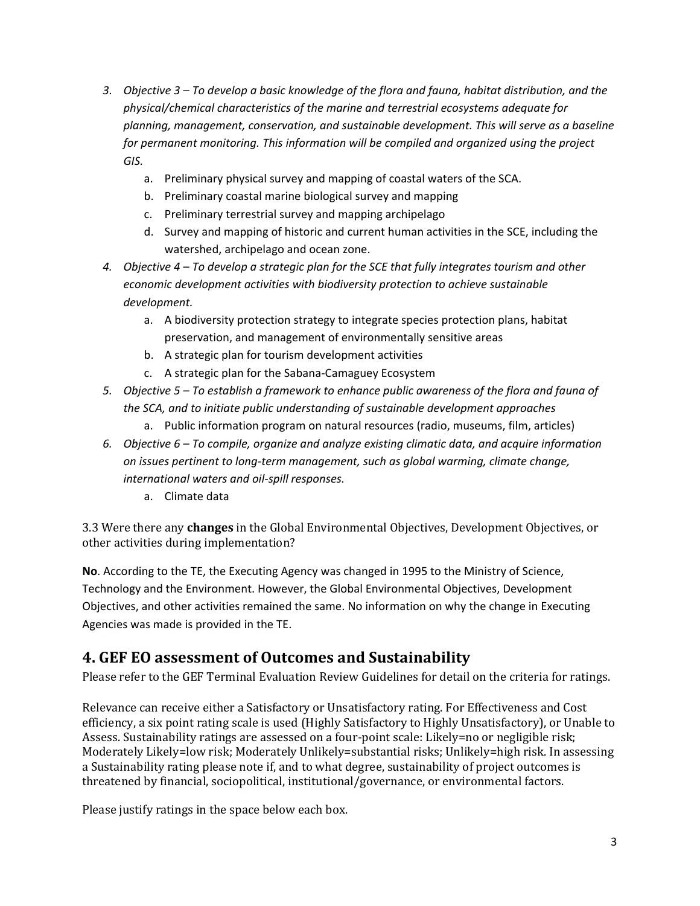3. *Objective 3 – To develop a basic knowledge of the flora and fauna, habitat distribution, and the physical/chemical characteristics of the marine and terrestrial ecosystems adequate for planning, management, conservation, and sustainable development. This will serve as a baseline for permanent monitoring. This information will be compiled and organized using the project GIS.*
    a. Preliminary physical survey and mapping of coastal waters of the SCA.
    b. Preliminary coastal marine biological survey and mapping
    c. Preliminary terrestrial survey and mapping archipelago
    d. Survey and mapping of historic and current human activities in the SCE, including the watershed, archipelago and ocean zone.
4. *Objective 4 – To develop a strategic plan for the SCE that fully integrates tourism and other economic development activities with biodiversity protection to achieve sustainable development.*
    a. A biodiversity protection strategy to integrate species protection plans, habitat preservation, and management of environmentally sensitive areas
    b. A strategic plan for tourism development activities
    c. A strategic plan for the Sabana-Camaguey Ecosystem
5. *Objective 5 – To establish a framework to enhance public awareness of the flora and fauna of the SCA, and to initiate public understanding of sustainable development approaches*
    a. Public information program on natural resources (radio, museums, film, articles)
6. *Objective 6 – To compile, organize and analyze existing climatic data, and acquire information on issues pertinent to long-term management, such as global warming, climate change, international waters and oil-spill responses.*
    a. Climate data

3.3 Were there any **changes** in the Global Environmental Objectives, Development Objectives, or other activities during implementation?

**No**. According to the TE, the Executing Agency was changed in 1995 to the Ministry of Science, Technology and the Environment. However, the Global Environmental Objectives, Development Objectives, and other activities remained the same. No information on why the change in Executing Agencies was made is provided in the TE.

## 4. GEF EO assessment of Outcomes and Sustainability

Please refer to the GEF Terminal Evaluation Review Guidelines for detail on the criteria for ratings.

Relevance can receive either a Satisfactory or Unsatisfactory rating. For Effectiveness and Cost efficiency, a six point rating scale is used (Highly Satisfactory to Highly Unsatisfactory), or Unable to Assess. Sustainability ratings are assessed on a four-point scale: Likely=no or negligible risk; Moderately Likely=low risk; Moderately Unlikely=substantial risks; Unlikely=high risk. In assessing a Sustainability rating please note if, and to what degree, sustainability of project outcomes is threatened by financial, sociopolitical, institutional/governance, or environmental factors.

Please justify ratings in the space below each box.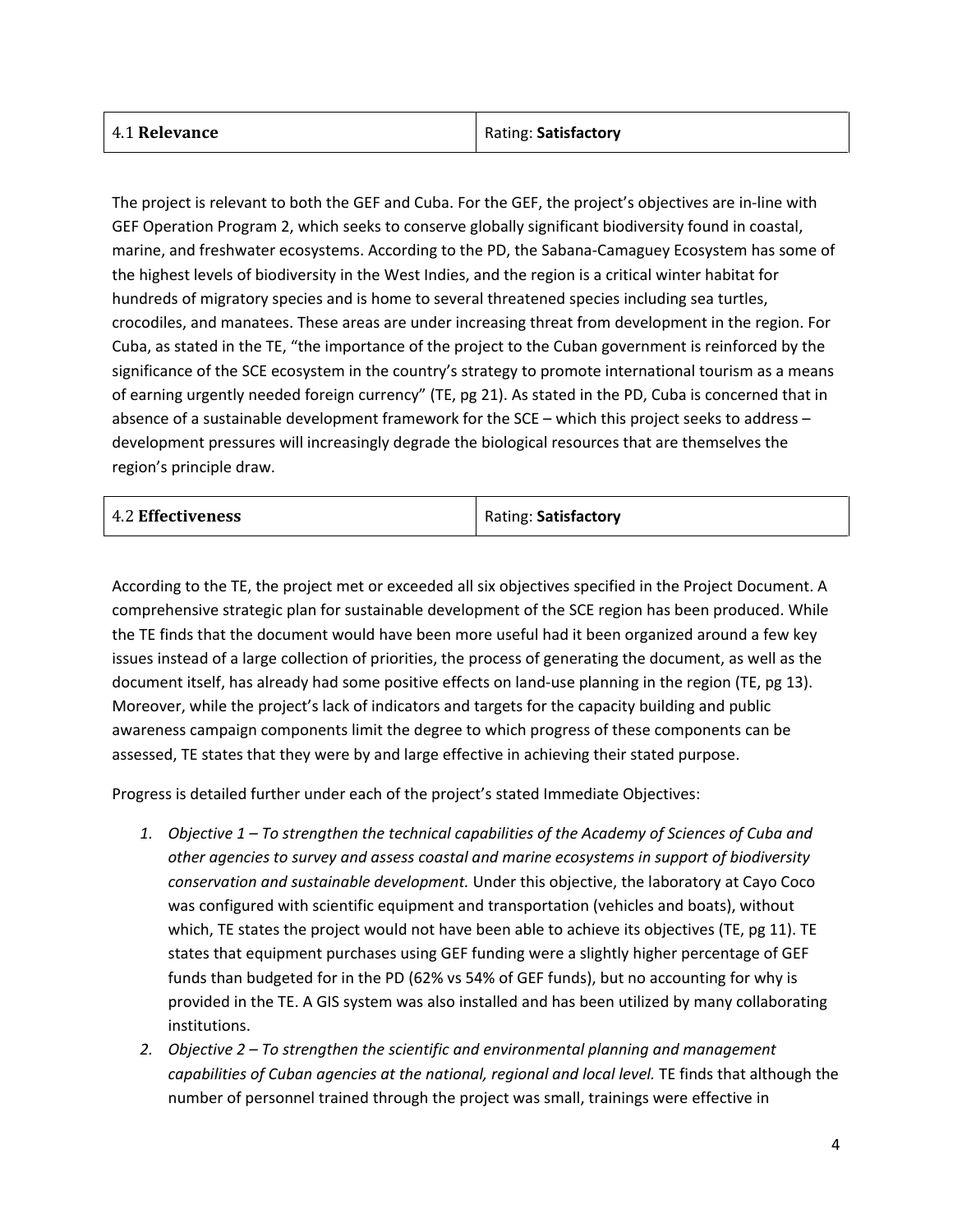| 4.1 **Relevance** | Rating: **Satisfactory** |
|---|---|

The project is relevant to both the GEF and Cuba. For the GEF, the project's objectives are in-line with GEF Operation Program 2, which seeks to conserve globally significant biodiversity found in coastal, marine, and freshwater ecosystems. According to the PD, the Sabana-Camaguey Ecosystem has some of the highest levels of biodiversity in the West Indies, and the region is a critical winter habitat for hundreds of migratory species and is home to several threatened species including sea turtles, crocodiles, and manatees. These areas are under increasing threat from development in the region. For Cuba, as stated in the TE, "the importance of the project to the Cuban government is reinforced by the significance of the SCE ecosystem in the country's strategy to promote international tourism as a means of earning urgently needed foreign currency" (TE, pg 21). As stated in the PD, Cuba is concerned that in absence of a sustainable development framework for the SCE – which this project seeks to address – development pressures will increasingly degrade the biological resources that are themselves the region's principle draw.

| 4.2 **Effectiveness** | Rating: **Satisfactory** |
|---|---|

According to the TE, the project met or exceeded all six objectives specified in the Project Document. A comprehensive strategic plan for sustainable development of the SCE region has been produced. While the TE finds that the document would have been more useful had it been organized around a few key issues instead of a large collection of priorities, the process of generating the document, as well as the document itself, has already had some positive effects on land-use planning in the region (TE, pg 13). Moreover, while the project's lack of indicators and targets for the capacity building and public awareness campaign components limit the degree to which progress of these components can be assessed, TE states that they were by and large effective in achieving their stated purpose.

Progress is detailed further under each of the project's stated Immediate Objectives:

1. *Objective 1 – To strengthen the technical capabilities of the Academy of Sciences of Cuba and other agencies to survey and assess coastal and marine ecosystems in support of biodiversity conservation and sustainable development.* Under this objective, the laboratory at Cayo Coco was configured with scientific equipment and transportation (vehicles and boats), without which, TE states the project would not have been able to achieve its objectives (TE, pg 11). TE states that equipment purchases using GEF funding were a slightly higher percentage of GEF funds than budgeted for in the PD (62% vs 54% of GEF funds), but no accounting for why is provided in the TE. A GIS system was also installed and has been utilized by many collaborating institutions.
2. *Objective 2 – To strengthen the scientific and environmental planning and management capabilities of Cuban agencies at the national, regional and local level.* TE finds that although the number of personnel trained through the project was small, trainings were effective in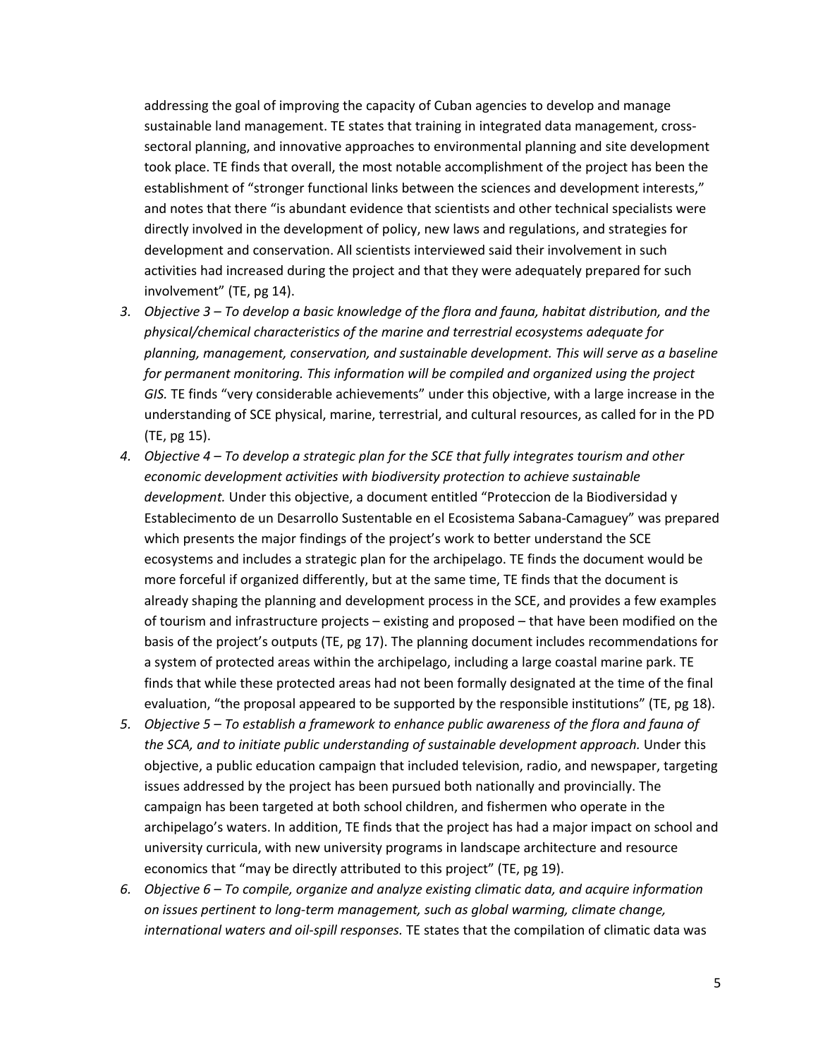addressing the goal of improving the capacity of Cuban agencies to develop and manage sustainable land management. TE states that training in integrated data management, cross-sectoral planning, and innovative approaches to environmental planning and site development took place. TE finds that overall, the most notable accomplishment of the project has been the establishment of "stronger functional links between the sciences and development interests," and notes that there "is abundant evidence that scientists and other technical specialists were directly involved in the development of policy, new laws and regulations, and strategies for development and conservation. All scientists interviewed said their involvement in such activities had increased during the project and that they were adequately prepared for such involvement" (TE, pg 14).

3. *Objective 3 – To develop a basic knowledge of the flora and fauna, habitat distribution, and the physical/chemical characteristics of the marine and terrestrial ecosystems adequate for planning, management, conservation, and sustainable development. This will serve as a baseline for permanent monitoring. This information will be compiled and organized using the project GIS.* TE finds "very considerable achievements" under this objective, with a large increase in the understanding of SCE physical, marine, terrestrial, and cultural resources, as called for in the PD (TE, pg 15).
4. *Objective 4 – To develop a strategic plan for the SCE that fully integrates tourism and other economic development activities with biodiversity protection to achieve sustainable development.* Under this objective, a document entitled "Proteccion de la Biodiversidad y Establecimento de un Desarrollo Sustentable en el Ecosistema Sabana-Camaguey" was prepared which presents the major findings of the project's work to better understand the SCE ecosystems and includes a strategic plan for the archipelago. TE finds the document would be more forceful if organized differently, but at the same time, TE finds that the document is already shaping the planning and development process in the SCE, and provides a few examples of tourism and infrastructure projects – existing and proposed – that have been modified on the basis of the project's outputs (TE, pg 17). The planning document includes recommendations for a system of protected areas within the archipelago, including a large coastal marine park. TE finds that while these protected areas had not been formally designated at the time of the final evaluation, "the proposal appeared to be supported by the responsible institutions" (TE, pg 18).
5. *Objective 5 – To establish a framework to enhance public awareness of the flora and fauna of the SCA, and to initiate public understanding of sustainable development approach.* Under this objective, a public education campaign that included television, radio, and newspaper, targeting issues addressed by the project has been pursued both nationally and provincially. The campaign has been targeted at both school children, and fishermen who operate in the archipelago's waters. In addition, TE finds that the project has had a major impact on school and university curricula, with new university programs in landscape architecture and resource economics that "may be directly attributed to this project" (TE, pg 19).
6. *Objective 6 – To compile, organize and analyze existing climatic data, and acquire information on issues pertinent to long-term management, such as global warming, climate change, international waters and oil-spill responses.* TE states that the compilation of climatic data was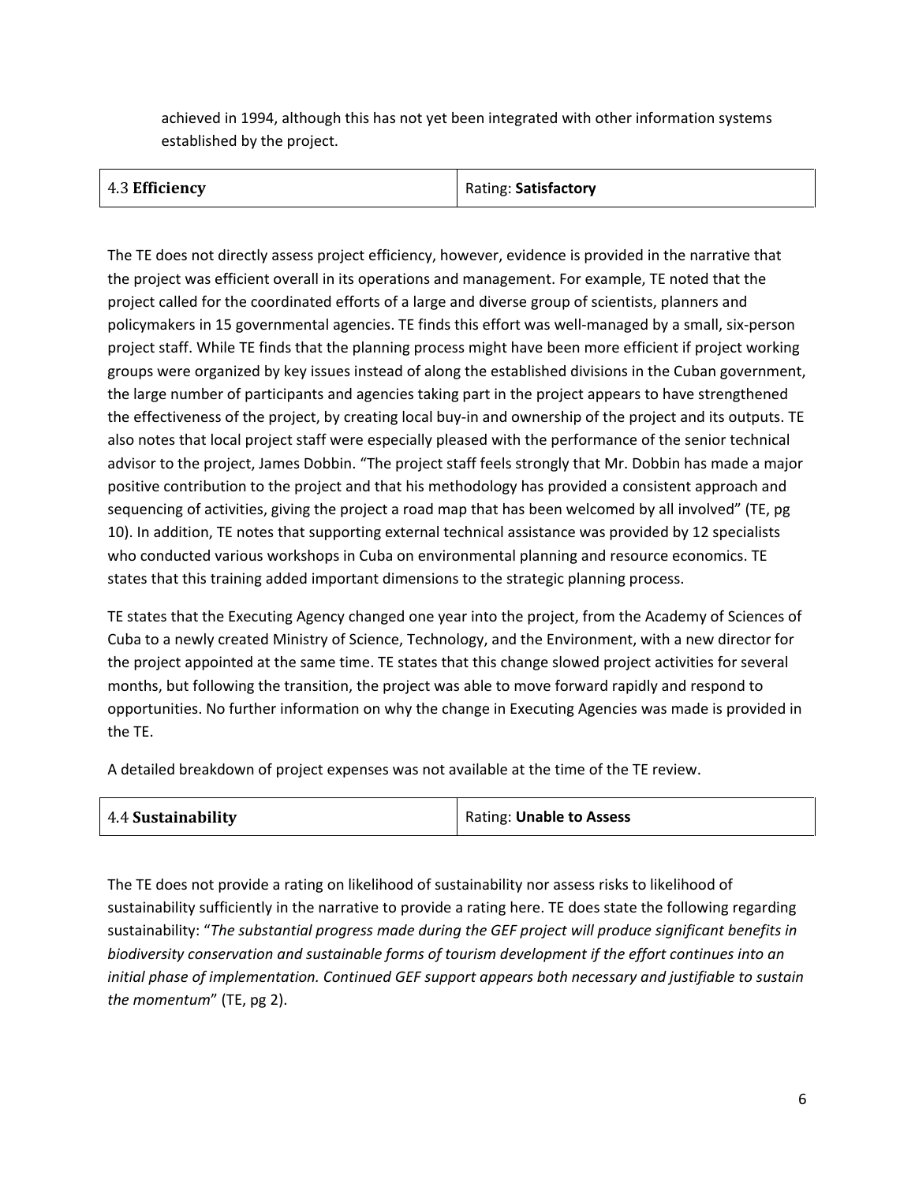achieved in 1994, although this has not yet been integrated with other information systems established by the project.

| 4.3 **Efficiency** | Rating: **Satisfactory** |
| --- | --- |

The TE does not directly assess project efficiency, however, evidence is provided in the narrative that the project was efficient overall in its operations and management. For example, TE noted that the project called for the coordinated efforts of a large and diverse group of scientists, planners and policymakers in 15 governmental agencies. TE finds this effort was well-managed by a small, six-person project staff. While TE finds that the planning process might have been more efficient if project working groups were organized by key issues instead of along the established divisions in the Cuban government, the large number of participants and agencies taking part in the project appears to have strengthened the effectiveness of the project, by creating local buy-in and ownership of the project and its outputs. TE also notes that local project staff were especially pleased with the performance of the senior technical advisor to the project, James Dobbin. "The project staff feels strongly that Mr. Dobbin has made a major positive contribution to the project and that his methodology has provided a consistent approach and sequencing of activities, giving the project a road map that has been welcomed by all involved" (TE, pg 10). In addition, TE notes that supporting external technical assistance was provided by 12 specialists who conducted various workshops in Cuba on environmental planning and resource economics. TE states that this training added important dimensions to the strategic planning process.

TE states that the Executing Agency changed one year into the project, from the Academy of Sciences of Cuba to a newly created Ministry of Science, Technology, and the Environment, with a new director for the project appointed at the same time. TE states that this change slowed project activities for several months, but following the transition, the project was able to move forward rapidly and respond to opportunities. No further information on why the change in Executing Agencies was made is provided in the TE.

A detailed breakdown of project expenses was not available at the time of the TE review.

| 4.4 **Sustainability** | Rating: **Unable to Assess** |
| --- | --- |

The TE does not provide a rating on likelihood of sustainability nor assess risks to likelihood of sustainability sufficiently in the narrative to provide a rating here. TE does state the following regarding sustainability: "*The substantial progress made during the GEF project will produce significant benefits in biodiversity conservation and sustainable forms of tourism development if the effort continues into an initial phase of implementation. Continued GEF support appears both necessary and justifiable to sustain the momentum*" (TE, pg 2).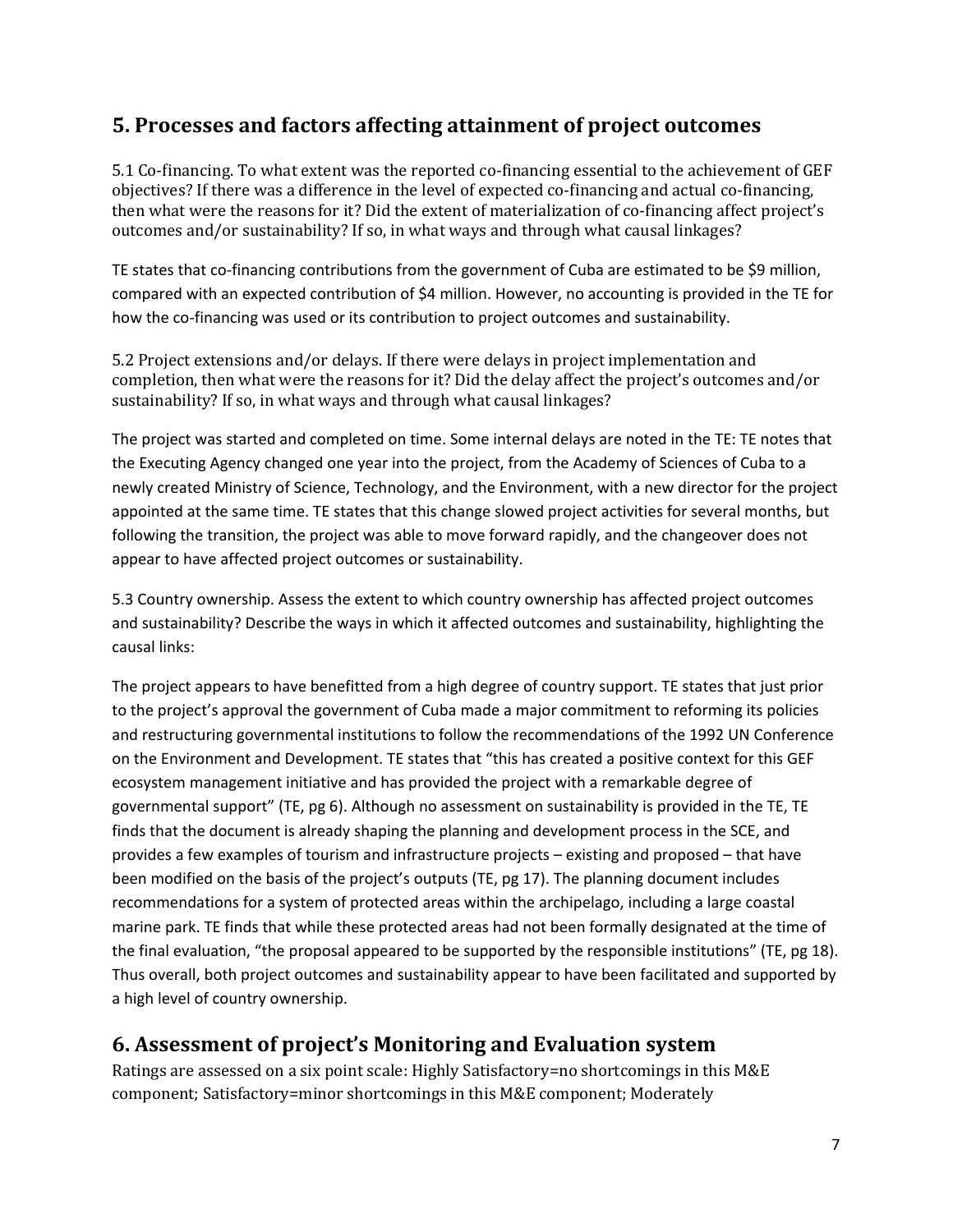## 5. Processes and factors affecting attainment of project outcomes

5.1 Co-financing. To what extent was the reported co-financing essential to the achievement of GEF objectives? If there was a difference in the level of expected co-financing and actual co-financing, then what were the reasons for it? Did the extent of materialization of co-financing affect project's outcomes and/or sustainability? If so, in what ways and through what causal linkages?

TE states that co-financing contributions from the government of Cuba are estimated to be $9 million, compared with an expected contribution of $4 million. However, no accounting is provided in the TE for how the co-financing was used or its contribution to project outcomes and sustainability.

5.2 Project extensions and/or delays. If there were delays in project implementation and completion, then what were the reasons for it? Did the delay affect the project's outcomes and/or sustainability? If so, in what ways and through what causal linkages?

The project was started and completed on time. Some internal delays are noted in the TE: TE notes that the Executing Agency changed one year into the project, from the Academy of Sciences of Cuba to a newly created Ministry of Science, Technology, and the Environment, with a new director for the project appointed at the same time. TE states that this change slowed project activities for several months, but following the transition, the project was able to move forward rapidly, and the changeover does not appear to have affected project outcomes or sustainability.

5.3 Country ownership. Assess the extent to which country ownership has affected project outcomes and sustainability? Describe the ways in which it affected outcomes and sustainability, highlighting the causal links:

The project appears to have benefitted from a high degree of country support. TE states that just prior to the project's approval the government of Cuba made a major commitment to reforming its policies and restructuring governmental institutions to follow the recommendations of the 1992 UN Conference on the Environment and Development. TE states that "this has created a positive context for this GEF ecosystem management initiative and has provided the project with a remarkable degree of governmental support" (TE, pg 6). Although no assessment on sustainability is provided in the TE, TE finds that the document is already shaping the planning and development process in the SCE, and provides a few examples of tourism and infrastructure projects – existing and proposed – that have been modified on the basis of the project's outputs (TE, pg 17). The planning document includes recommendations for a system of protected areas within the archipelago, including a large coastal marine park. TE finds that while these protected areas had not been formally designated at the time of the final evaluation, "the proposal appeared to be supported by the responsible institutions" (TE, pg 18). Thus overall, both project outcomes and sustainability appear to have been facilitated and supported by a high level of country ownership.

## 6. Assessment of project's Monitoring and Evaluation system

Ratings are assessed on a six point scale: Highly Satisfactory=no shortcomings in this M&E component; Satisfactory=minor shortcomings in this M&E component; Moderately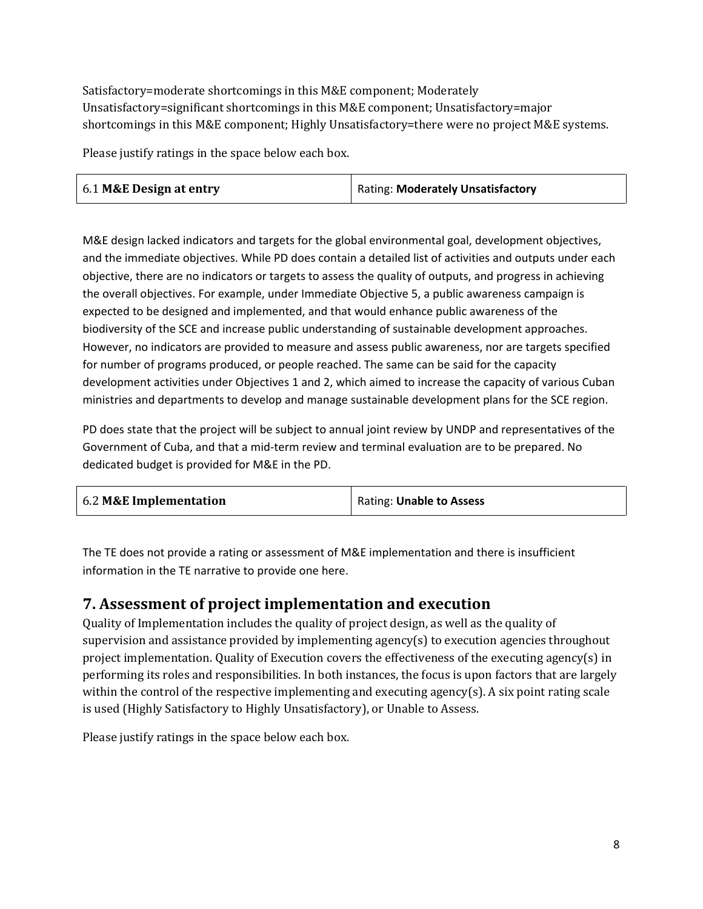Satisfactory=moderate shortcomings in this M&E component; Moderately Unsatisfactory=significant shortcomings in this M&E component; Unsatisfactory=major shortcomings in this M&E component; Highly Unsatisfactory=there were no project M&E systems.

Please justify ratings in the space below each box.

| 6.1 **M&E Design at entry** | Rating: **Moderately Unsatisfactory** |
|---|---|

M&E design lacked indicators and targets for the global environmental goal, development objectives, and the immediate objectives. While PD does contain a detailed list of activities and outputs under each objective, there are no indicators or targets to assess the quality of outputs, and progress in achieving the overall objectives. For example, under Immediate Objective 5, a public awareness campaign is expected to be designed and implemented, and that would enhance public awareness of the biodiversity of the SCE and increase public understanding of sustainable development approaches. However, no indicators are provided to measure and assess public awareness, nor are targets specified for number of programs produced, or people reached. The same can be said for the capacity development activities under Objectives 1 and 2, which aimed to increase the capacity of various Cuban ministries and departments to develop and manage sustainable development plans for the SCE region.

PD does state that the project will be subject to annual joint review by UNDP and representatives of the Government of Cuba, and that a mid-term review and terminal evaluation are to be prepared. No dedicated budget is provided for M&E in the PD.

| 6.2 **M&E Implementation** | Rating: **Unable to Assess** |
|---|---|

The TE does not provide a rating or assessment of M&E implementation and there is insufficient information in the TE narrative to provide one here.

## 7. Assessment of project implementation and execution

Quality of Implementation includes the quality of project design, as well as the quality of supervision and assistance provided by implementing agency(s) to execution agencies throughout project implementation. Quality of Execution covers the effectiveness of the executing agency(s) in performing its roles and responsibilities. In both instances, the focus is upon factors that are largely within the control of the respective implementing and executing agency(s). A six point rating scale is used (Highly Satisfactory to Highly Unsatisfactory), or Unable to Assess.

Please justify ratings in the space below each box.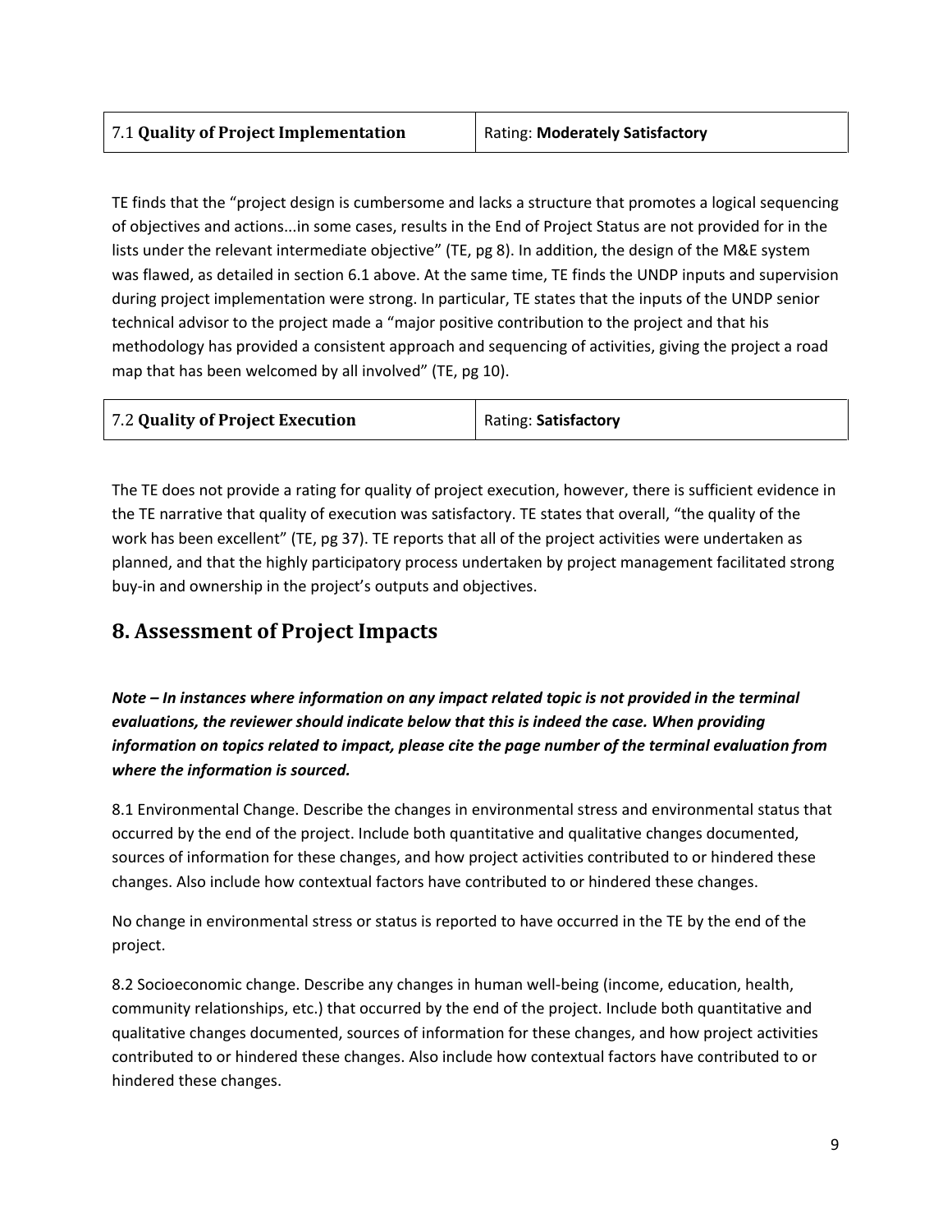| 7.1 **Quality of Project Implementation** | Rating: **Moderately Satisfactory** |
|---|---|

TE finds that the "project design is cumbersome and lacks a structure that promotes a logical sequencing of objectives and actions...in some cases, results in the End of Project Status are not provided for in the lists under the relevant intermediate objective" (TE, pg 8). In addition, the design of the M&E system was flawed, as detailed in section 6.1 above. At the same time, TE finds the UNDP inputs and supervision during project implementation were strong. In particular, TE states that the inputs of the UNDP senior technical advisor to the project made a "major positive contribution to the project and that his methodology has provided a consistent approach and sequencing of activities, giving the project a road map that has been welcomed by all involved" (TE, pg 10).

| 7.2 **Quality of Project Execution** | Rating: **Satisfactory** |
|---|---|

The TE does not provide a rating for quality of project execution, however, there is sufficient evidence in the TE narrative that quality of execution was satisfactory. TE states that overall, "the quality of the work has been excellent" (TE, pg 37). TE reports that all of the project activities were undertaken as planned, and that the highly participatory process undertaken by project management facilitated strong buy-in and ownership in the project's outputs and objectives.

## 8. Assessment of Project Impacts

***Note – In instances where information on any impact related topic is not provided in the terminal evaluations, the reviewer should indicate below that this is indeed the case. When providing information on topics related to impact, please cite the page number of the terminal evaluation from where the information is sourced.***

8.1 Environmental Change. Describe the changes in environmental stress and environmental status that occurred by the end of the project. Include both quantitative and qualitative changes documented, sources of information for these changes, and how project activities contributed to or hindered these changes. Also include how contextual factors have contributed to or hindered these changes.

No change in environmental stress or status is reported to have occurred in the TE by the end of the project.

8.2 Socioeconomic change. Describe any changes in human well-being (income, education, health, community relationships, etc.) that occurred by the end of the project. Include both quantitative and qualitative changes documented, sources of information for these changes, and how project activities contributed to or hindered these changes. Also include how contextual factors have contributed to or hindered these changes.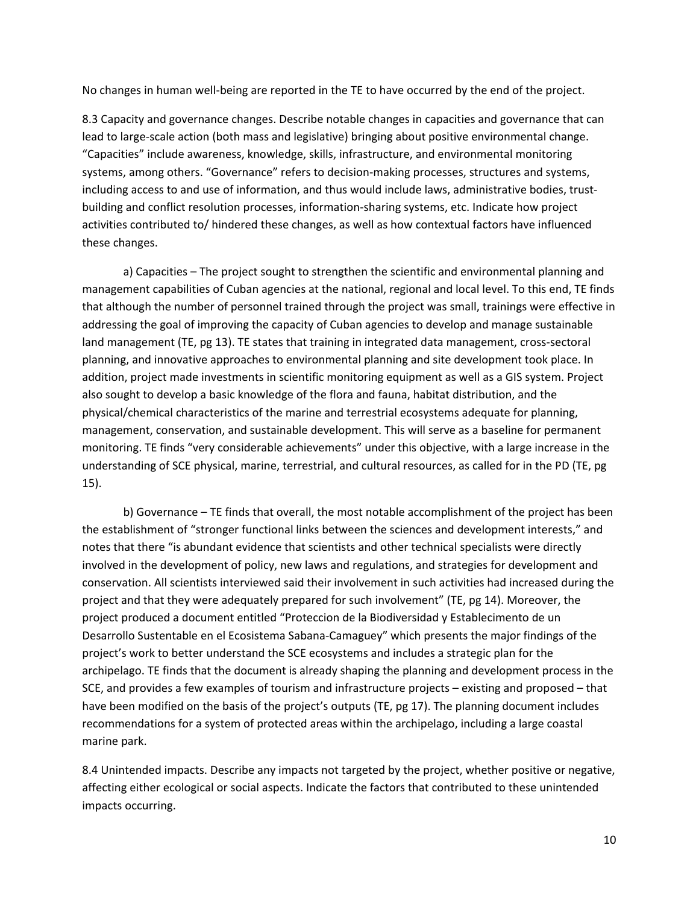No changes in human well-being are reported in the TE to have occurred by the end of the project.

8.3 Capacity and governance changes. Describe notable changes in capacities and governance that can lead to large-scale action (both mass and legislative) bringing about positive environmental change. "Capacities" include awareness, knowledge, skills, infrastructure, and environmental monitoring systems, among others. "Governance" refers to decision-making processes, structures and systems, including access to and use of information, and thus would include laws, administrative bodies, trust-building and conflict resolution processes, information-sharing systems, etc. Indicate how project activities contributed to/ hindered these changes, as well as how contextual factors have influenced these changes.

a) Capacities – The project sought to strengthen the scientific and environmental planning and management capabilities of Cuban agencies at the national, regional and local level. To this end, TE finds that although the number of personnel trained through the project was small, trainings were effective in addressing the goal of improving the capacity of Cuban agencies to develop and manage sustainable land management (TE, pg 13). TE states that training in integrated data management, cross-sectoral planning, and innovative approaches to environmental planning and site development took place. In addition, project made investments in scientific monitoring equipment as well as a GIS system. Project also sought to develop a basic knowledge of the flora and fauna, habitat distribution, and the physical/chemical characteristics of the marine and terrestrial ecosystems adequate for planning, management, conservation, and sustainable development. This will serve as a baseline for permanent monitoring. TE finds "very considerable achievements" under this objective, with a large increase in the understanding of SCE physical, marine, terrestrial, and cultural resources, as called for in the PD (TE, pg 15).

b) Governance – TE finds that overall, the most notable accomplishment of the project has been the establishment of "stronger functional links between the sciences and development interests," and notes that there "is abundant evidence that scientists and other technical specialists were directly involved in the development of policy, new laws and regulations, and strategies for development and conservation. All scientists interviewed said their involvement in such activities had increased during the project and that they were adequately prepared for such involvement" (TE, pg 14). Moreover, the project produced a document entitled "Proteccion de la Biodiversidad y Establecimento de un Desarrollo Sustentable en el Ecosistema Sabana-Camaguey" which presents the major findings of the project's work to better understand the SCE ecosystems and includes a strategic plan for the archipelago. TE finds that the document is already shaping the planning and development process in the SCE, and provides a few examples of tourism and infrastructure projects – existing and proposed – that have been modified on the basis of the project's outputs (TE, pg 17). The planning document includes recommendations for a system of protected areas within the archipelago, including a large coastal marine park.

8.4 Unintended impacts. Describe any impacts not targeted by the project, whether positive or negative, affecting either ecological or social aspects. Indicate the factors that contributed to these unintended impacts occurring.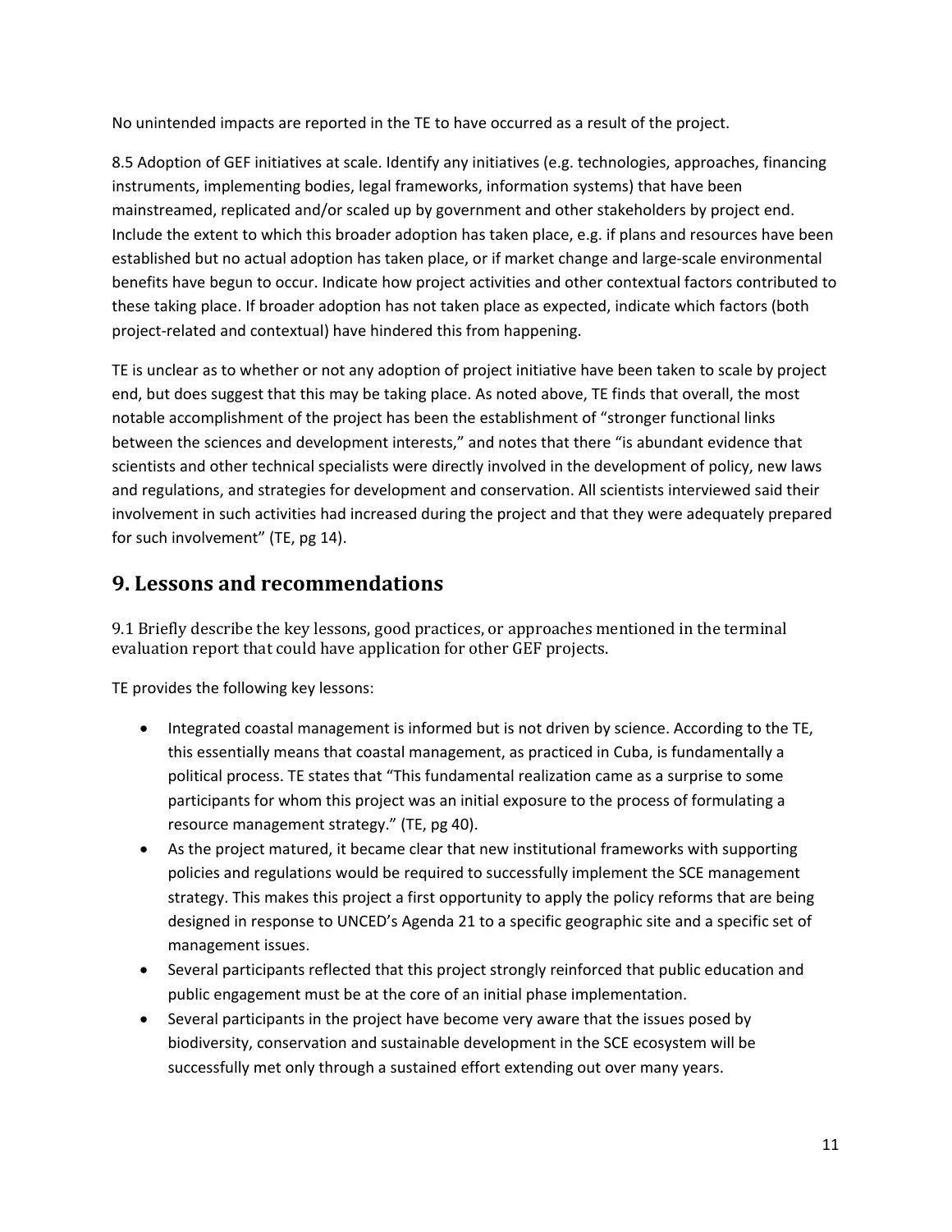No unintended impacts are reported in the TE to have occurred as a result of the project.

8.5 Adoption of GEF initiatives at scale. Identify any initiatives (e.g. technologies, approaches, financing instruments, implementing bodies, legal frameworks, information systems) that have been mainstreamed, replicated and/or scaled up by government and other stakeholders by project end. Include the extent to which this broader adoption has taken place, e.g. if plans and resources have been established but no actual adoption has taken place, or if market change and large-scale environmental benefits have begun to occur. Indicate how project activities and other contextual factors contributed to these taking place. If broader adoption has not taken place as expected, indicate which factors (both project-related and contextual) have hindered this from happening.

TE is unclear as to whether or not any adoption of project initiative have been taken to scale by project end, but does suggest that this may be taking place. As noted above, TE finds that overall, the most notable accomplishment of the project has been the establishment of "stronger functional links between the sciences and development interests," and notes that there "is abundant evidence that scientists and other technical specialists were directly involved in the development of policy, new laws and regulations, and strategies for development and conservation. All scientists interviewed said their involvement in such activities had increased during the project and that they were adequately prepared for such involvement" (TE, pg 14).

## 9. Lessons and recommendations

9.1 Briefly describe the key lessons, good practices, or approaches mentioned in the terminal evaluation report that could have application for other GEF projects.

TE provides the following key lessons:

- Integrated coastal management is informed but is not driven by science. According to the TE, this essentially means that coastal management, as practiced in Cuba, is fundamentally a political process. TE states that "This fundamental realization came as a surprise to some participants for whom this project was an initial exposure to the process of formulating a resource management strategy." (TE, pg 40).
- As the project matured, it became clear that new institutional frameworks with supporting policies and regulations would be required to successfully implement the SCE management strategy. This makes this project a first opportunity to apply the policy reforms that are being designed in response to UNCED's Agenda 21 to a specific geographic site and a specific set of management issues.
- Several participants reflected that this project strongly reinforced that public education and public engagement must be at the core of an initial phase implementation.
- Several participants in the project have become very aware that the issues posed by biodiversity, conservation and sustainable development in the SCE ecosystem will be successfully met only through a sustained effort extending out over many years.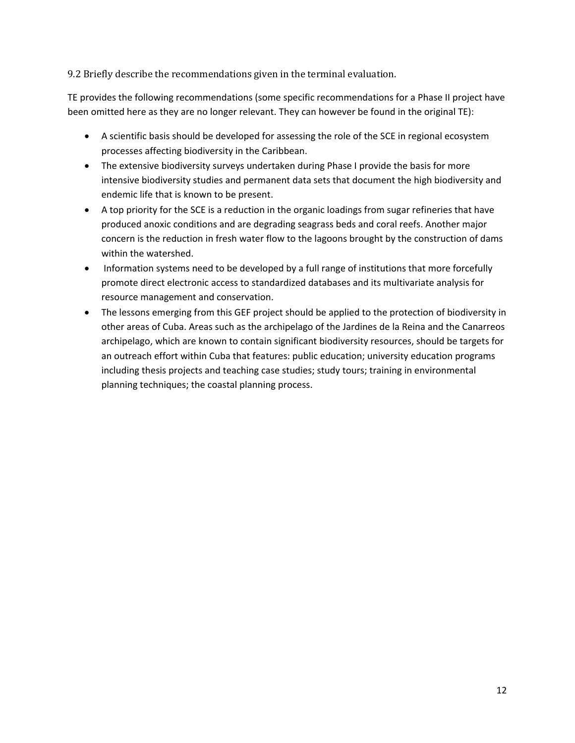### 9.2 Briefly describe the recommendations given in the terminal evaluation.

TE provides the following recommendations (some specific recommendations for a Phase II project have been omitted here as they are no longer relevant. They can however be found in the original TE):

- A scientific basis should be developed for assessing the role of the SCE in regional ecosystem processes affecting biodiversity in the Caribbean.
- The extensive biodiversity surveys undertaken during Phase I provide the basis for more intensive biodiversity studies and permanent data sets that document the high biodiversity and endemic life that is known to be present.
- A top priority for the SCE is a reduction in the organic loadings from sugar refineries that have produced anoxic conditions and are degrading seagrass beds and coral reefs. Another major concern is the reduction in fresh water flow to the lagoons brought by the construction of dams within the watershed.
- Information systems need to be developed by a full range of institutions that more forcefully promote direct electronic access to standardized databases and its multivariate analysis for resource management and conservation.
- The lessons emerging from this GEF project should be applied to the protection of biodiversity in other areas of Cuba. Areas such as the archipelago of the Jardines de la Reina and the Canarreos archipelago, which are known to contain significant biodiversity resources, should be targets for an outreach effort within Cuba that features: public education; university education programs including thesis projects and teaching case studies; study tours; training in environmental planning techniques; the coastal planning process.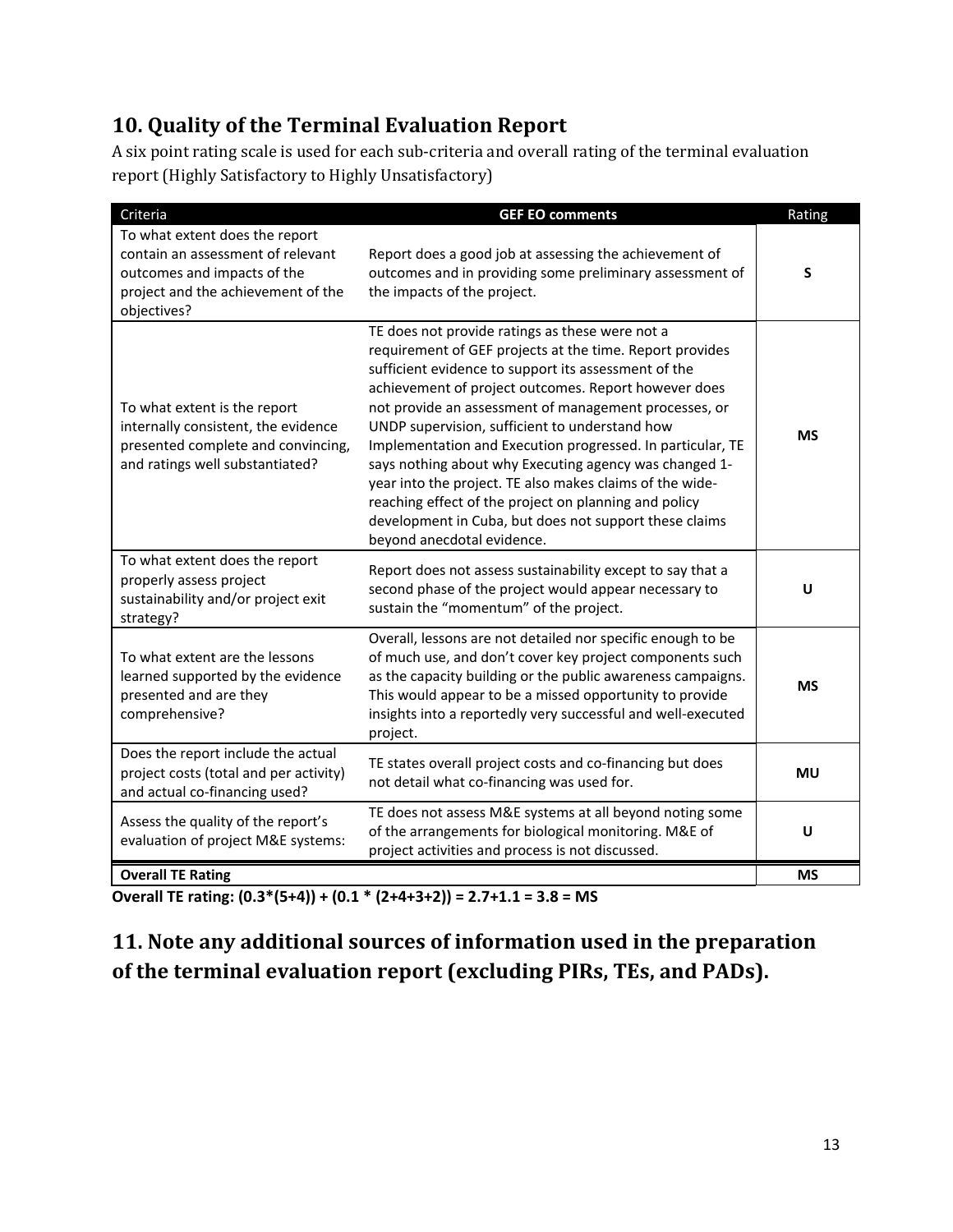## 10. Quality of the Terminal Evaluation Report

A six point rating scale is used for each sub-criteria and overall rating of the terminal evaluation report (Highly Satisfactory to Highly Unsatisfactory)

| Criteria | GEF EO comments | Rating |
|---|---|---|
| To what extent does the report contain an assessment of relevant outcomes and impacts of the project and the achievement of the objectives? | Report does a good job at assessing the achievement of outcomes and in providing some preliminary assessment of the impacts of the project. | **S** |
| To what extent is the report internally consistent, the evidence presented complete and convincing, and ratings well substantiated? | TE does not provide ratings as these were not a requirement of GEF projects at the time. Report provides sufficient evidence to support its assessment of the achievement of project outcomes. Report however does not provide an assessment of management processes, or UNDP supervision, sufficient to understand how Implementation and Execution progressed. In particular, TE says nothing about why Executing agency was changed 1-year into the project. TE also makes claims of the wide-reaching effect of the project on planning and policy development in Cuba, but does not support these claims beyond anecdotal evidence. | **MS** |
| To what extent does the report properly assess project sustainability and/or project exit strategy? | Report does not assess sustainability except to say that a second phase of the project would appear necessary to sustain the "momentum" of the project. | **U** |
| To what extent are the lessons learned supported by the evidence presented and are they comprehensive? | Overall, lessons are not detailed nor specific enough to be of much use, and don't cover key project components such as the capacity building or the public awareness campaigns. This would appear to be a missed opportunity to provide insights into a reportedly very successful and well-executed project. | **MS** |
| Does the report include the actual project costs (total and per activity) and actual co-financing used? | TE states overall project costs and co-financing but does not detail what co-financing was used for. | **MU** |
| Assess the quality of the report's evaluation of project M&E systems: | TE does not assess M&E systems at all beyond noting some of the arrangements for biological monitoring. M&E of project activities and process is not discussed. | **U** |
| **Overall TE Rating** | | **MS** |

**Overall TE rating: (0.3*(5+4)) + (0.1 * (2+4+3+2)) = 2.7+1.1 = 3.8 = MS**

## 11. Note any additional sources of information used in the preparation of the terminal evaluation report (excluding PIRs, TEs, and PADs).